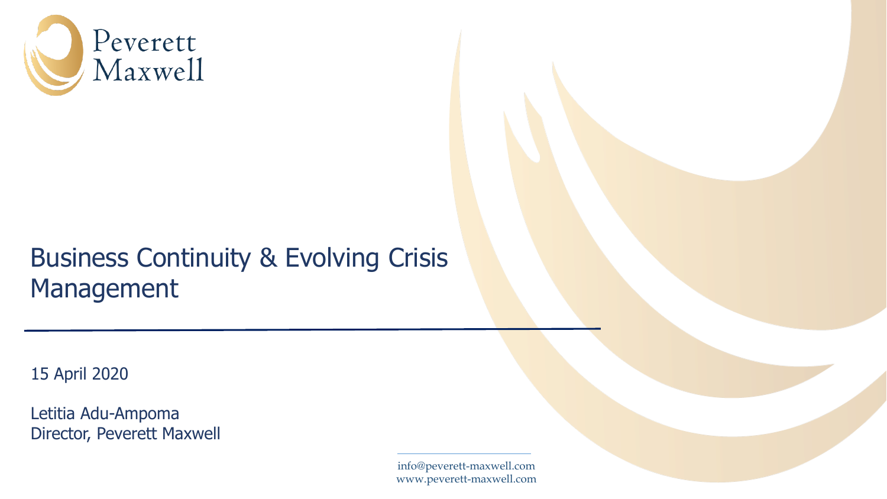Peverett Maxwell

# Business Continuity & Evolving Crisis Management

15 April 2020

Letitia Adu-Ampoma
Director, Peverett Maxwell

info@peverett-maxwell.com
www.peverett-maxwell.com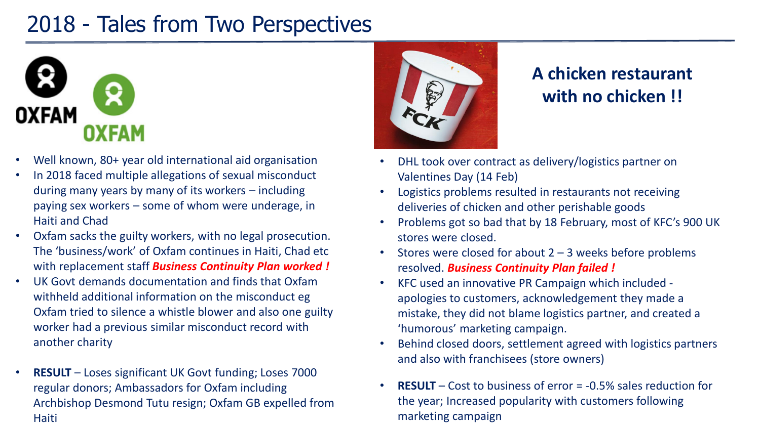# 2018 - Tales from Two Perspectives

OXFAM

- Well known, 80+ year old international aid organisation
- In 2018 faced multiple allegations of sexual misconduct during many years by many of its workers – including paying sex workers – some of whom were underage, in Haiti and Chad
- Oxfam sacks the guilty workers, with no legal prosecution. The 'business/work' of Oxfam continues in Haiti, Chad etc with replacement staff ***Business Continuity Plan worked !***
- UK Govt demands documentation and finds that Oxfam withheld additional information on the misconduct eg Oxfam tried to silence a whistle blower and also one guilty worker had a previous similar misconduct record with another charity
- **RESULT** – Loses significant UK Govt funding; Loses 7000 regular donors; Ambassadors for Oxfam including Archbishop Desmond Tutu resign; Oxfam GB expelled from Haiti

## A chicken restaurant with no chicken !!

- DHL took over contract as delivery/logistics partner on Valentines Day (14 Feb)
- Logistics problems resulted in restaurants not receiving deliveries of chicken and other perishable goods
- Problems got so bad that by 18 February, most of KFC's 900 UK stores were closed.
- Stores were closed for about 2 – 3 weeks before problems resolved. ***Business Continuity Plan failed !***
- KFC used an innovative PR Campaign which included - apologies to customers, acknowledgement they made a mistake, they did not blame logistics partner, and created a 'humorous' marketing campaign.
- Behind closed doors, settlement agreed with logistics partners and also with franchisees (store owners)
- **RESULT** – Cost to business of error = -0.5% sales reduction for the year; Increased popularity with customers following marketing campaign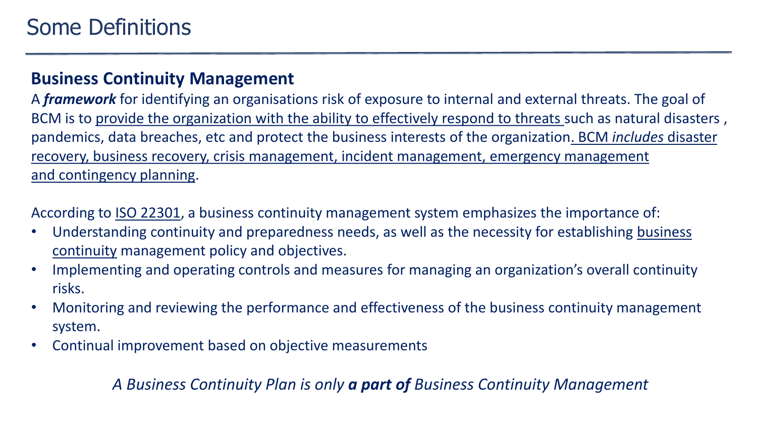# Some Definitions

## Business Continuity Management

A ***framework*** for identifying an organisations risk of exposure to internal and external threats. The goal of BCM is to provide the organization with the ability to effectively respond to threats such as natural disasters , pandemics, data breaches, etc and protect the business interests of the organization. BCM *includes* disaster recovery, business recovery, crisis management, incident management, emergency management and contingency planning.

According to ISO 22301, a business continuity management system emphasizes the importance of:

- Understanding continuity and preparedness needs, as well as the necessity for establishing business continuity management policy and objectives.
- Implementing and operating controls and measures for managing an organization's overall continuity risks.
- Monitoring and reviewing the performance and effectiveness of the business continuity management system.
- Continual improvement based on objective measurements

*A Business Continuity Plan is only* ***a part of*** *Business Continuity Management*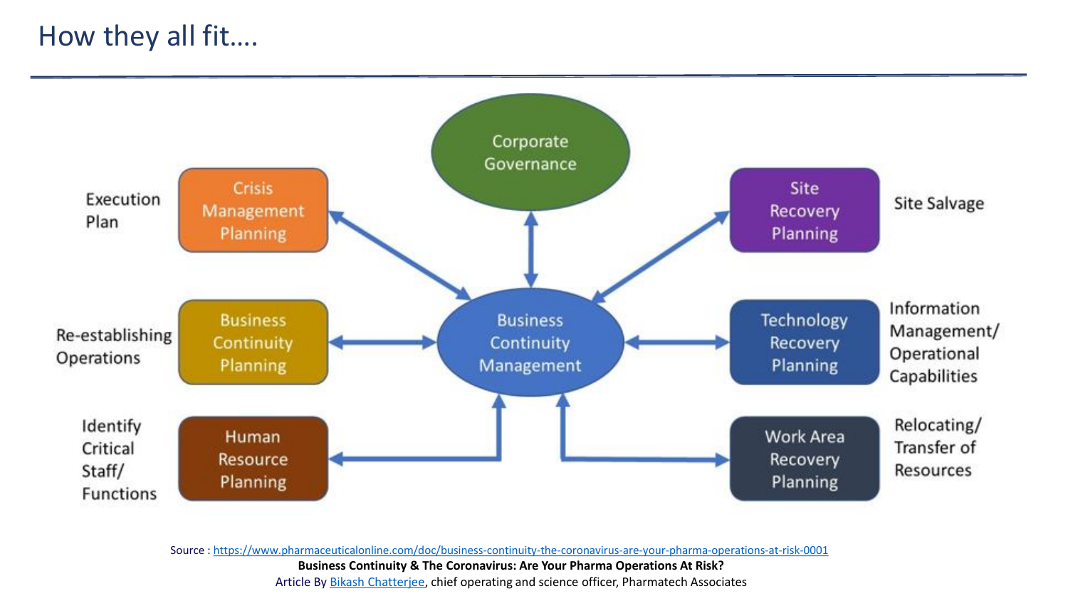# How they all fit….

Corporate Governance

Execution Plan — Crisis Management Planning

Site Recovery Planning — Site Salvage

Re-establishing Operations — Business Continuity Planning

Business Continuity Management

Technology Recovery Planning — Information Management/ Operational Capabilities

Identify Critical Staff/ Functions — Human Resource Planning

Work Area Recovery Planning — Relocating/ Transfer of Resources

Source : [https://www.pharmaceuticalonline.com/doc/business-continuity-the-coronavirus-are-your-pharma-operations-at-risk-0001](https://www.pharmaceuticalonline.com/doc/business-continuity-the-coronavirus-are-your-pharma-operations-at-risk-0001)

**Business Continuity & The Coronavirus: Are Your Pharma Operations At Risk?**

Article By Bikash Chatterjee, chief operating and science officer, Pharmatech Associates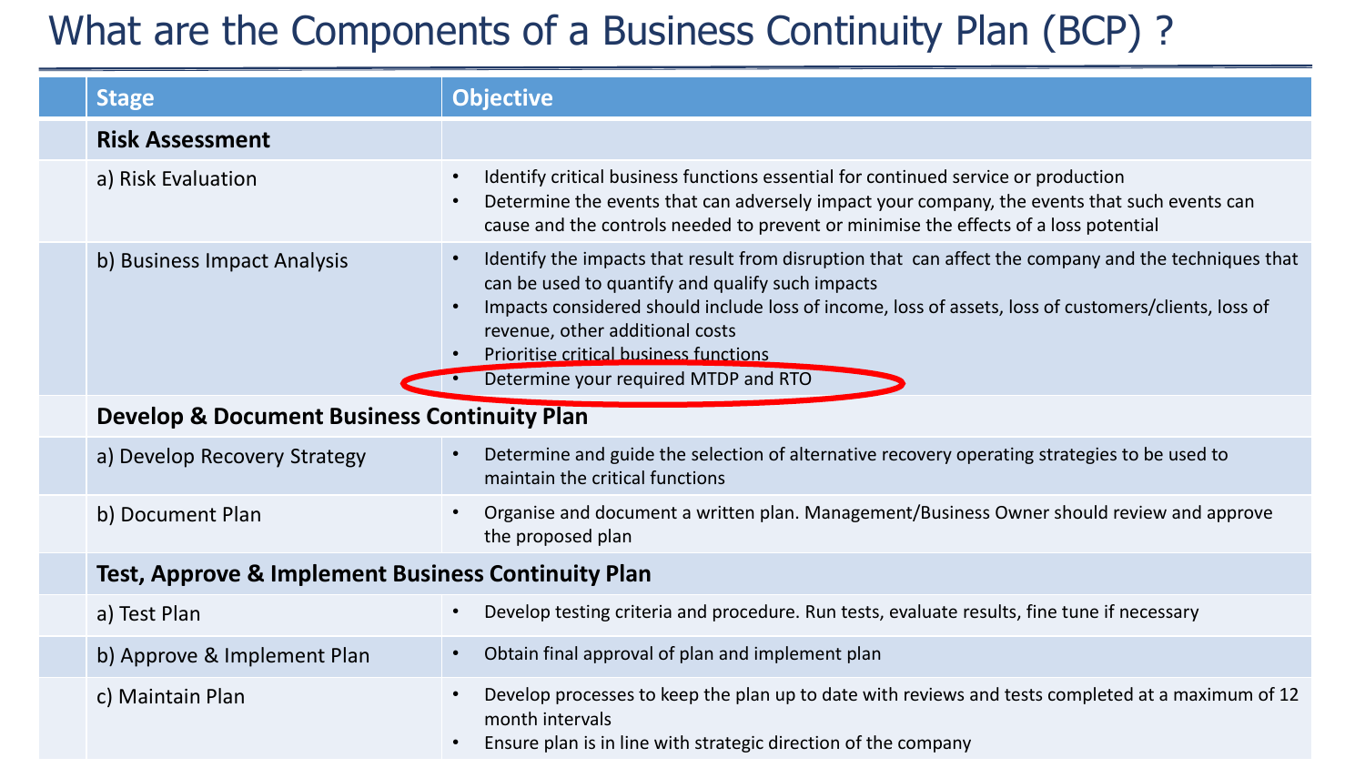# What are the Components of a Business Continuity Plan (BCP) ?

| Stage | Objective |
| --- | --- |
| **Risk Assessment** | |
| a) Risk Evaluation | • Identify critical business functions essential for continued service or production<br>• Determine the events that can adversely impact your company, the events that such events can cause and the controls needed to prevent or minimise the effects of a loss potential |
| b) Business Impact Analysis | • Identify the impacts that result from disruption that can affect the company and the techniques that can be used to quantify and qualify such impacts<br>• Impacts considered should include loss of income, loss of assets, loss of customers/clients, loss of revenue, other additional costs<br>• Prioritise critical business functions<br>• Determine your required MTDP and RTO |
| **Develop & Document Business Continuity Plan** | |
| a) Develop Recovery Strategy | • Determine and guide the selection of alternative recovery operating strategies to be used to maintain the critical functions |
| b) Document Plan | • Organise and document a written plan. Management/Business Owner should review and approve the proposed plan |
| **Test, Approve & Implement Business Continuity Plan** | |
| a) Test Plan | • Develop testing criteria and procedure. Run tests, evaluate results, fine tune if necessary |
| b) Approve & Implement Plan | • Obtain final approval of plan and implement plan |
| c) Maintain Plan | • Develop processes to keep the plan up to date with reviews and tests completed at a maximum of 12 month intervals<br>• Ensure plan is in line with strategic direction of the company |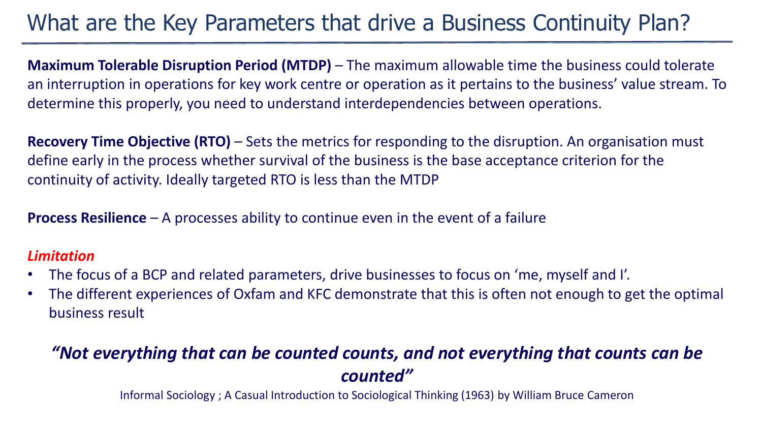# What are the Key Parameters that drive a Business Continuity Plan?

**Maximum Tolerable Disruption Period (MTDP)** – The maximum allowable time the business could tolerate an interruption in operations for key work centre or operation as it pertains to the business' value stream. To determine this properly, you need to understand interdependencies between operations.

**Recovery Time Objective (RTO)** – Sets the metrics for responding to the disruption. An organisation must define early in the process whether survival of the business is the base acceptance criterion for the continuity of activity. Ideally targeted RTO is less than the MTDP

**Process Resilience** – A processes ability to continue even in the event of a failure

***Limitation***

- The focus of a BCP and related parameters, drive businesses to focus on 'me, myself and I'.
- The different experiences of Oxfam and KFC demonstrate that this is often not enough to get the optimal business result

***"Not everything that can be counted counts, and not everything that counts can be counted"***

Informal Sociology ; A Casual Introduction to Sociological Thinking (1963) by William Bruce Cameron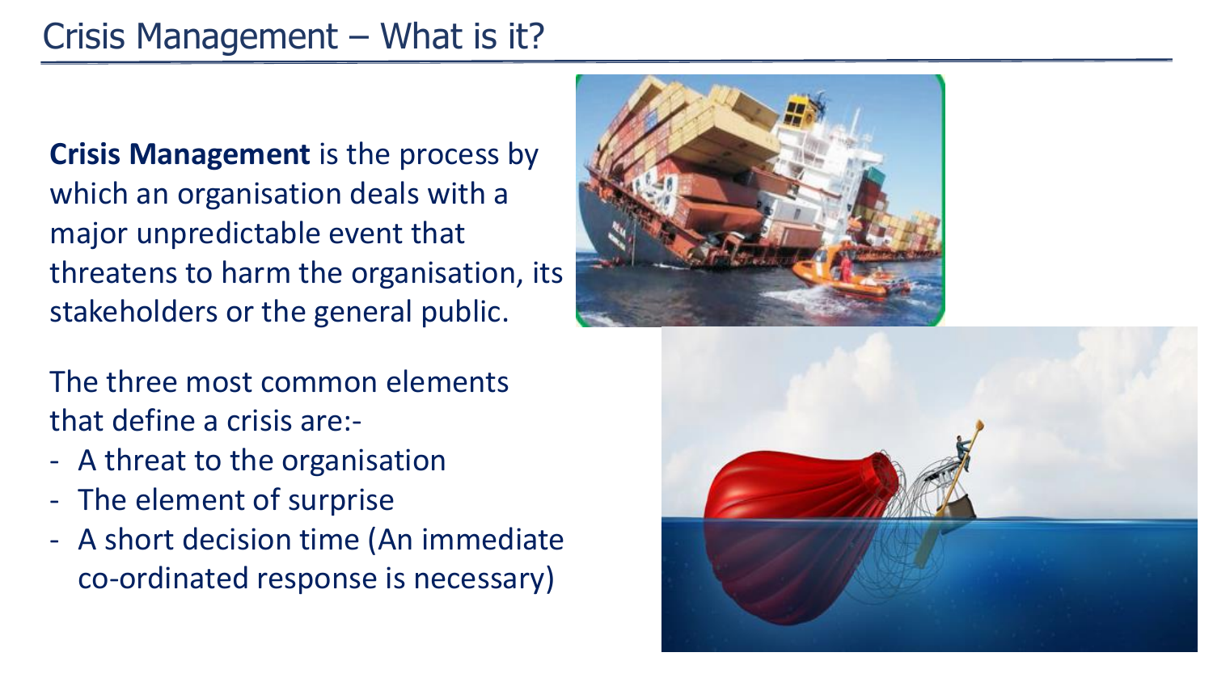# Crisis Management – What is it?

**Crisis Management** is the process by which an organisation deals with a major unpredictable event that threatens to harm the organisation, its stakeholders or the general public.

The three most common elements that define a crisis are:-

- A threat to the organisation
- The element of surprise
- A short decision time (An immediate co-ordinated response is necessary)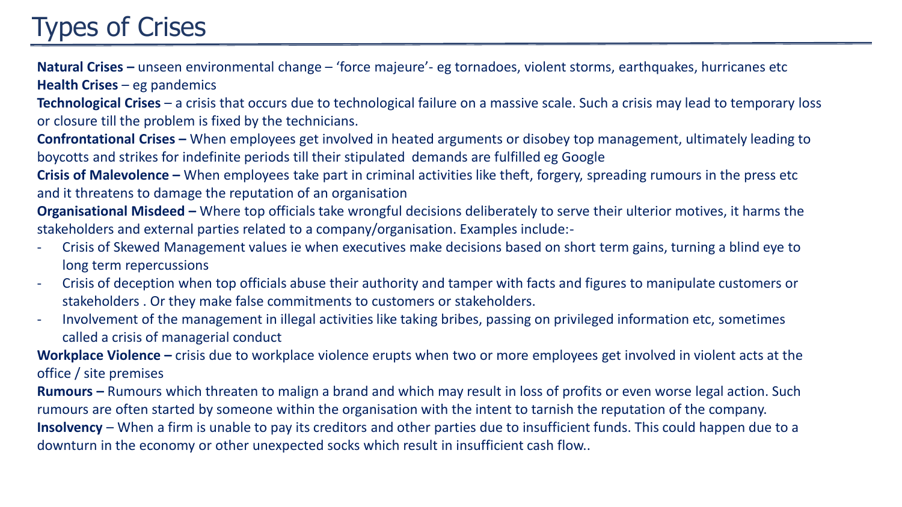# Types of Crises

**Natural Crises –** unseen environmental change – 'force majeure'- eg tornadoes, violent storms, earthquakes, hurricanes etc
**Health Crises** – eg pandemics
**Technological Crises** – a crisis that occurs due to technological failure on a massive scale. Such a crisis may lead to temporary loss or closure till the problem is fixed by the technicians.
**Confrontational Crises –** When employees get involved in heated arguments or disobey top management, ultimately leading to boycotts and strikes for indefinite periods till their stipulated demands are fulfilled eg Google
**Crisis of Malevolence –** When employees take part in criminal activities like theft, forgery, spreading rumours in the press etc and it threatens to damage the reputation of an organisation
**Organisational Misdeed –** Where top officials take wrongful decisions deliberately to serve their ulterior motives, it harms the stakeholders and external parties related to a company/organisation. Examples include:-

- Crisis of Skewed Management values ie when executives make decisions based on short term gains, turning a blind eye to long term repercussions
- Crisis of deception when top officials abuse their authority and tamper with facts and figures to manipulate customers or stakeholders . Or they make false commitments to customers or stakeholders.
- Involvement of the management in illegal activities like taking bribes, passing on privileged information etc, sometimes called a crisis of managerial conduct

**Workplace Violence –** crisis due to workplace violence erupts when two or more employees get involved in violent acts at the office / site premises
**Rumours –** Rumours which threaten to malign a brand and which may result in loss of profits or even worse legal action. Such rumours are often started by someone within the organisation with the intent to tarnish the reputation of the company.
**Insolvency** – When a firm is unable to pay its creditors and other parties due to insufficient funds. This could happen due to a downturn in the economy or other unexpected socks which result in insufficient cash flow..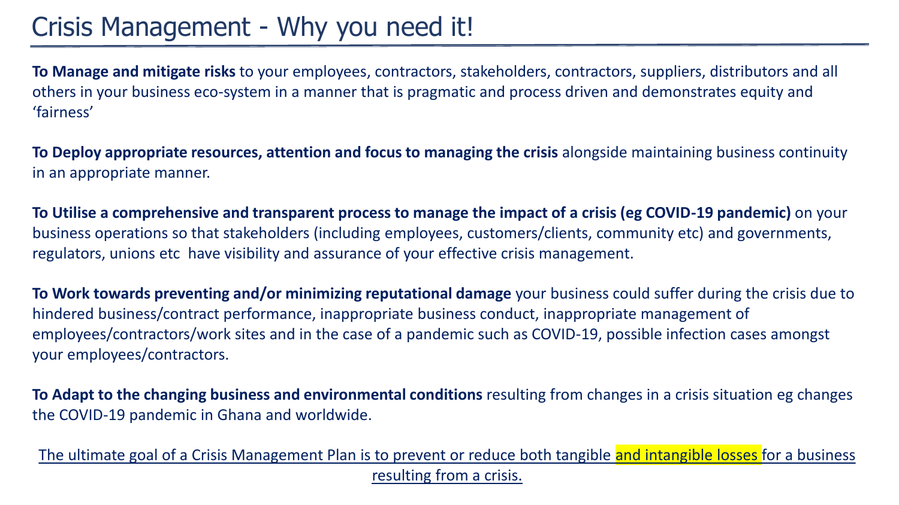# Crisis Management - Why you need it!

**To Manage and mitigate risks** to your employees, contractors, stakeholders, contractors, suppliers, distributors and all others in your business eco-system in a manner that is pragmatic and process driven and demonstrates equity and 'fairness'

**To Deploy appropriate resources, attention and focus to managing the crisis** alongside maintaining business continuity in an appropriate manner.

**To Utilise a comprehensive and transparent process to manage the impact of a crisis (eg COVID-19 pandemic)** on your business operations so that stakeholders (including employees, customers/clients, community etc) and governments, regulators, unions etc have visibility and assurance of your effective crisis management.

**To Work towards preventing and/or minimizing reputational damage** your business could suffer during the crisis due to hindered business/contract performance, inappropriate business conduct, inappropriate management of employees/contractors/work sites and in the case of a pandemic such as COVID-19, possible infection cases amongst your employees/contractors.

**To Adapt to the changing business and environmental conditions** resulting from changes in a crisis situation eg changes the COVID-19 pandemic in Ghana and worldwide.

<u>The ultimate goal of a Crisis Management Plan is to prevent or reduce both tangible and intangible losses for a business resulting from a crisis.</u>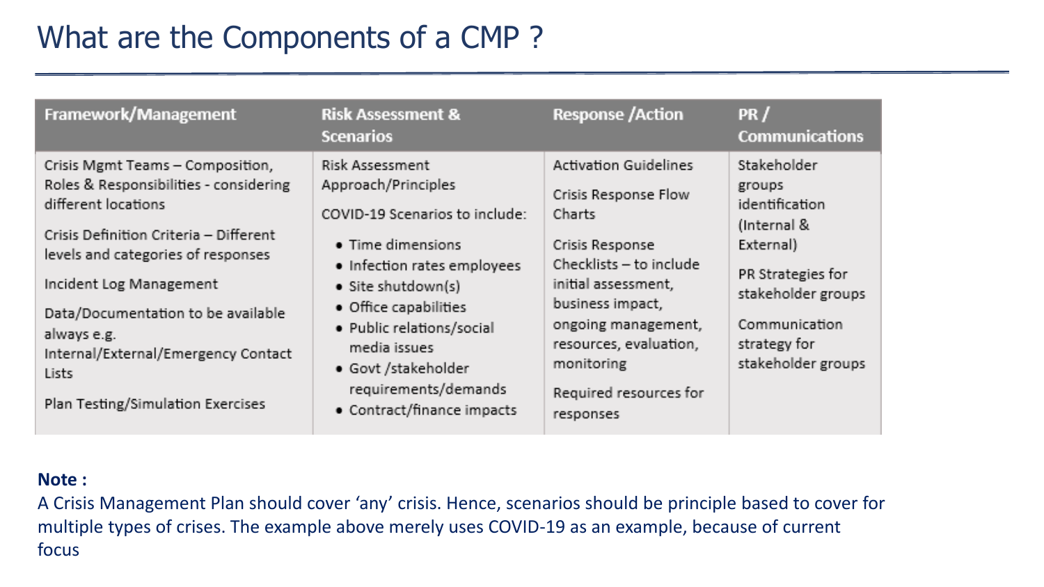# What are the Components of a CMP ?

| Framework/Management | Risk Assessment & Scenarios | Response /Action | PR / Communications |
|---|---|---|---|
| Crisis Mgmt Teams – Composition, Roles & Responsibilities - considering different locations<br><br>Crisis Definition Criteria – Different levels and categories of responses<br><br>Incident Log Management<br><br>Data/Documentation to be available always e.g. Internal/External/Emergency Contact Lists<br><br>Plan Testing/Simulation Exercises | Risk Assessment Approach/Principles<br><br>COVID-19 Scenarios to include:<br>• Time dimensions<br>• Infection rates employees<br>• Site shutdown(s)<br>• Office capabilities<br>• Public relations/social media issues<br>• Govt /stakeholder requirements/demands<br>• Contract/finance impacts | Activation Guidelines<br><br>Crisis Response Flow Charts<br><br>Crisis Response Checklists – to include initial assessment, business impact, ongoing management, resources, evaluation, monitoring<br><br>Required resources for responses | Stakeholder groups identification (Internal & External)<br><br>PR Strategies for stakeholder groups<br><br>Communication strategy for stakeholder groups |

**Note :**
A Crisis Management Plan should cover 'any' crisis. Hence, scenarios should be principle based to cover for multiple types of crises. The example above merely uses COVID-19 as an example, because of current focus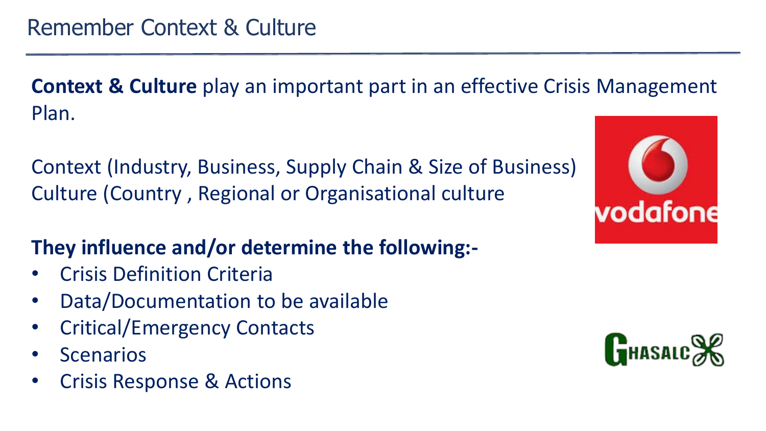# Remember Context & Culture

**Context & Culture** play an important part in an effective Crisis Management Plan.

Context (Industry, Business, Supply Chain & Size of Business)
Culture (Country , Regional or Organisational culture

**They influence and/or determine the following:-**

- Crisis Definition Criteria
- Data/Documentation to be available
- Critical/Emergency Contacts
- Scenarios
- Crisis Response & Actions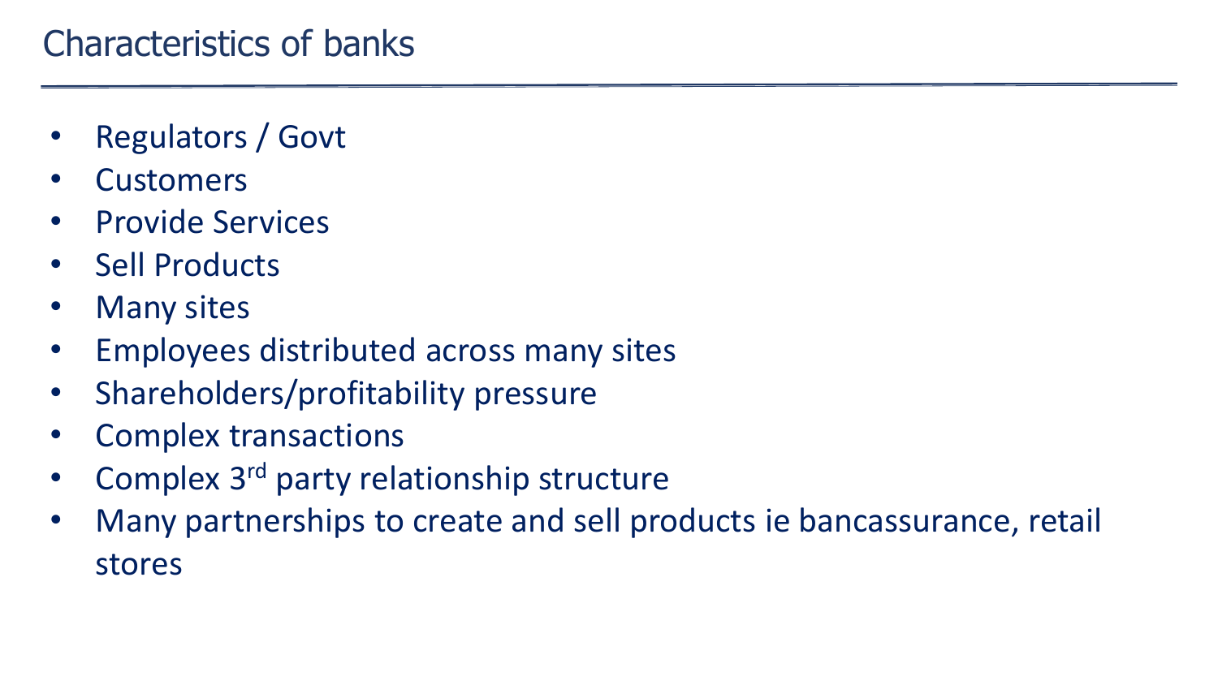# Characteristics of banks

- Regulators / Govt
- Customers
- Provide Services
- Sell Products
- Many sites
- Employees distributed across many sites
- Shareholders/profitability pressure
- Complex transactions
- Complex 3rd party relationship structure
- Many partnerships to create and sell products ie bancassurance, retail stores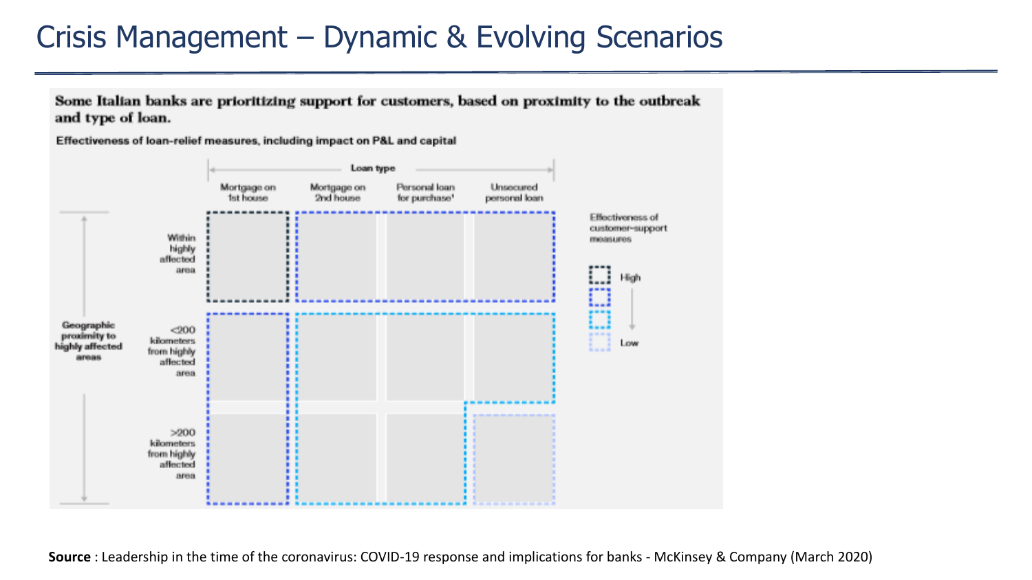# Crisis Management – Dynamic & Evolving Scenarios

**Some Italian banks are prioritizing support for customers, based on proximity to the outbreak and type of loan.**

**Effectiveness of loan-relief measures, including impact on P&L and capital**

| Geographic proximity to highly affected areas | Mortgage on 1st house | Mortgage on 2nd house | Personal loan for purchase[1] | Unsecured personal loan |
|---|---|---|---|---|
| Within highly affected area | High | Medium-high | Medium-high | Medium-high |
| <200 kilometers from highly affected area | Medium-high | Medium-low | Medium-low | Medium-low |
| >200 kilometers from highly affected area | Medium-high | Medium-low | Medium-low | Low |

Effectiveness of customer-support measures: High → Low

**Source** : Leadership in the time of the coronavirus: COVID-19 response and implications for banks - McKinsey & Company (March 2020)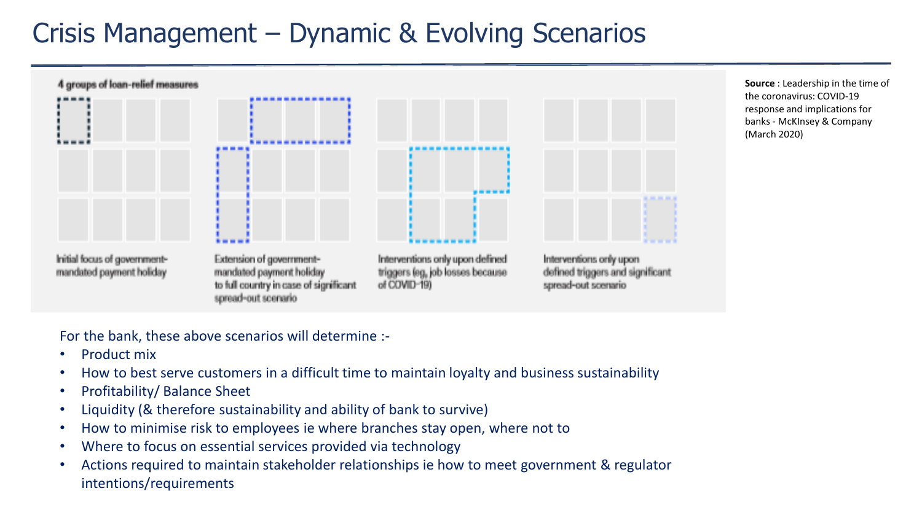# Crisis Management – Dynamic & Evolving Scenarios

**4 groups of loan-relief measures**

| Initial focus of government-mandated payment holiday | Extension of government-mandated payment holiday to full country in case of significant spread-out scenario | Interventions only upon defined triggers (eg, job losses because of COVID-19) | Interventions only upon defined triggers and significant spread-out scenario |
| --- | --- | --- | --- |

**Source** : Leadership in the time of the coronavirus: COVID-19 response and implications for banks - McKInsey & Company (March 2020)

For the bank, these above scenarios will determine :-

- Product mix
- How to best serve customers in a difficult time to maintain loyalty and business sustainability
- Profitability/ Balance Sheet
- Liquidity (& therefore sustainability and ability of bank to survive)
- How to minimise risk to employees ie where branches stay open, where not to
- Where to focus on essential services provided via technology
- Actions required to maintain stakeholder relationships ie how to meet government & regulator intentions/requirements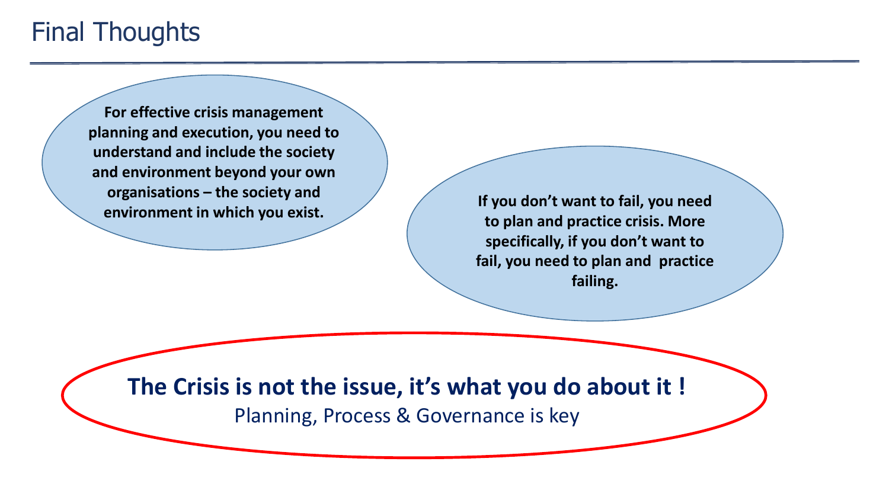# Final Thoughts

**For effective crisis management planning and execution, you need to understand and include the society and environment beyond your own organisations – the society and environment in which you exist.**

**If you don't want to fail, you need to plan and practice crisis. More specifically, if you don't want to fail, you need to plan and practice failing.**

**The Crisis is not the issue, it's what you do about it !**

Planning, Process & Governance is key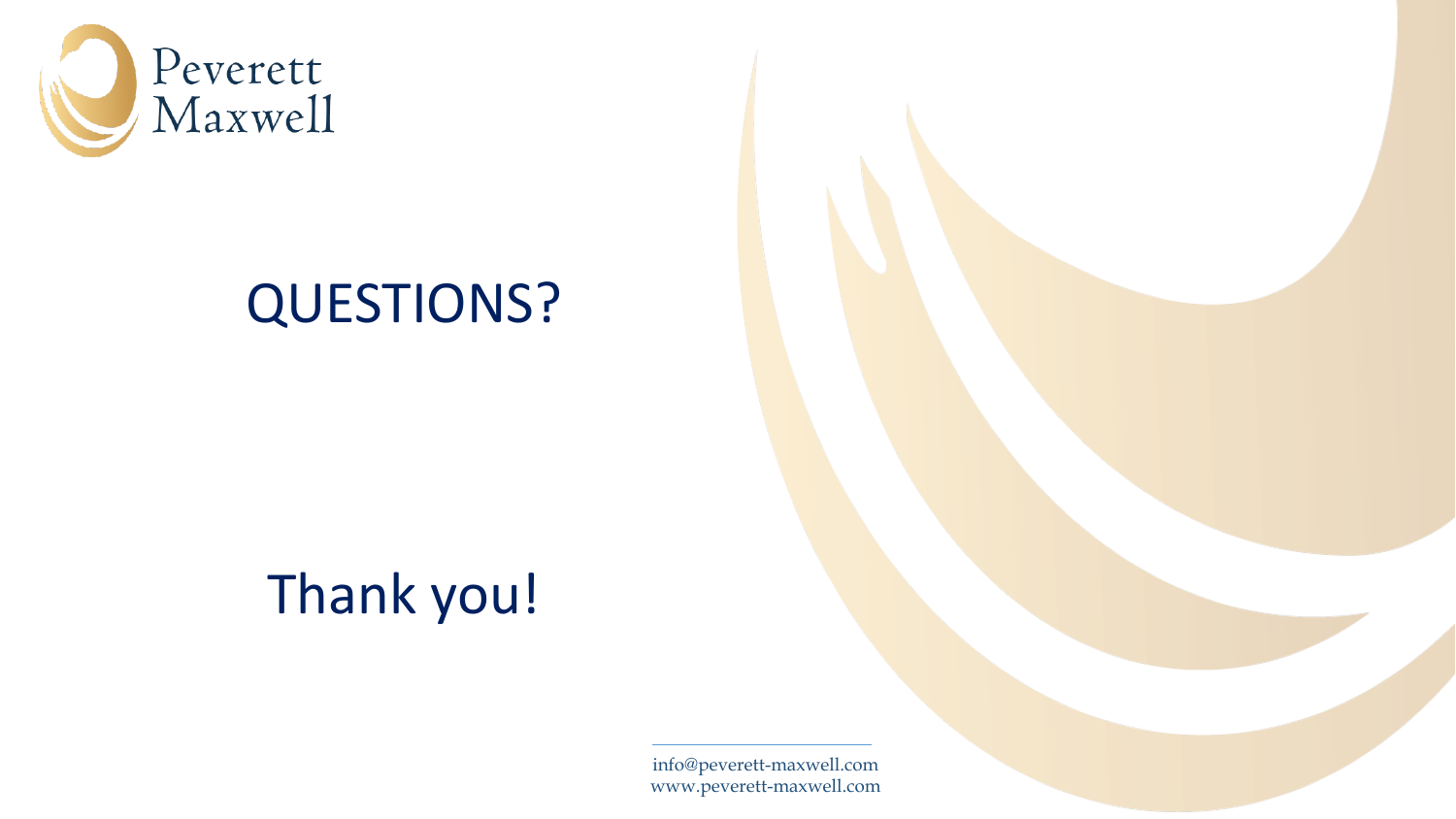# QUESTIONS?

# Thank you!

info@peverett-maxwell.com
www.peverett-maxwell.com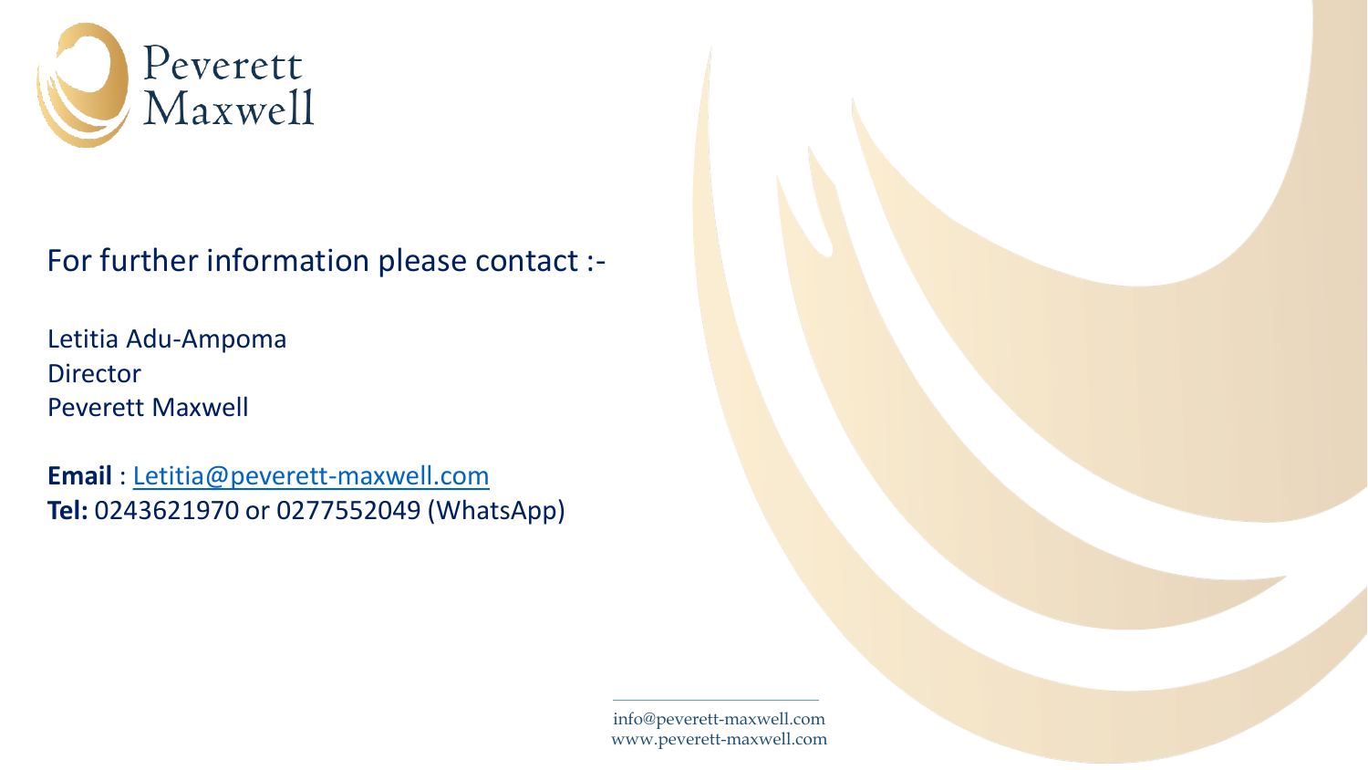Peverett Maxwell

For further information please contact :-

Letitia Adu-Ampoma
Director
Peverett Maxwell

**Email** : Letitia@peverett-maxwell.com
**Tel:** 0243621970 or 0277552049 (WhatsApp)

info@peverett-maxwell.com
www.peverett-maxwell.com